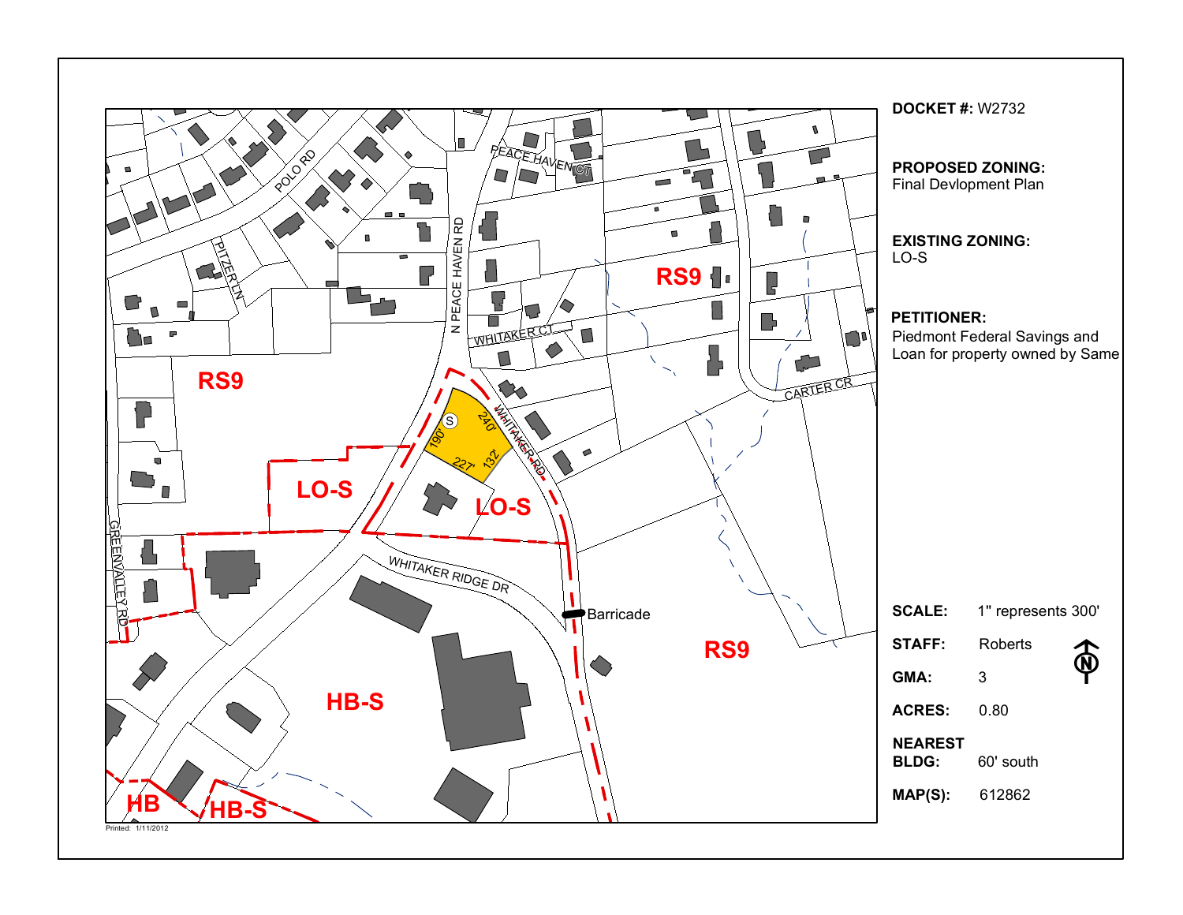**DOCKET #:** W2732

**PROPOSED ZONING:**
Final Devlopment Plan

**EXISTING ZONING:**
LO-S

**PETITIONER:**
Piedmont Federal Savings and Loan for property owned by Same

**SCALE:** 1" represents 300'

**STAFF:** Roberts

**GMA:** 3

**ACRES:** 0.80

**NEAREST BLDG:** 60' south

**MAP(S):** 612862

RS9

LO-S

LO-S

RS9

RS9

HB-S

HB

HB-S

POLO RD

PITZER LN

N PEACE HAVEN RD

PEACE HAVEN CT

WHITAKER CT

WHITAKER RD

CARTER CR

WHITAKER RIDGE DR

GREENVALLEY RD

Barricade

190'

240'

227'

132'

S

Printed: 1/11/2012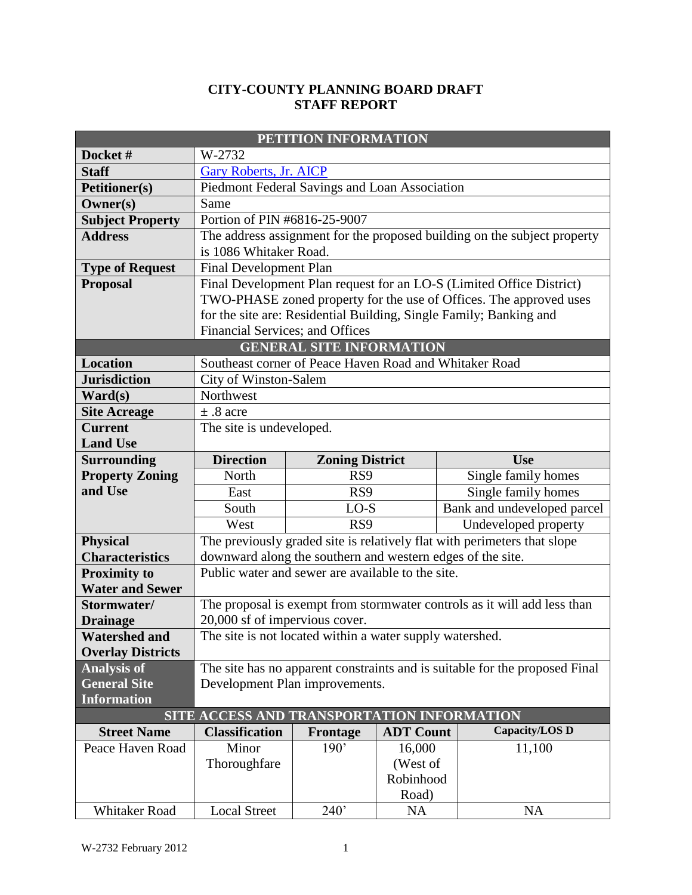# CITY-COUNTY PLANNING BOARD DRAFT STAFF REPORT

| PETITION INFORMATION | | | |
|---|---|---|---|
| **Docket #** | W-2732 | | |
| **Staff** | Gary Roberts, Jr. AICP | | |
| **Petitioner(s)** | Piedmont Federal Savings and Loan Association | | |
| **Owner(s)** | Same | | |
| **Subject Property** | Portion of PIN #6816-25-9007 | | |
| **Address** | The address assignment for the proposed building on the subject property is 1086 Whitaker Road. | | |
| **Type of Request** | Final Development Plan | | |
| **Proposal** | Final Development Plan request for an LO-S (Limited Office District) TWO-PHASE zoned property for the use of Offices. The approved uses for the site are: Residential Building, Single Family; Banking and Financial Services; and Offices | | |
| **GENERAL SITE INFORMATION** | | | |
| **Location** | Southeast corner of Peace Haven Road and Whitaker Road | | |
| **Jurisdiction** | City of Winston-Salem | | |
| **Ward(s)** | Northwest | | |
| **Site Acreage** | ± .8 acre | | |
| **Current Land Use** | The site is undeveloped. | | |
| **Surrounding Property Zoning and Use** | **Direction** | **Zoning District** | **Use** |
| | North | RS9 | Single family homes |
| | East | RS9 | Single family homes |
| | South | LO-S | Bank and undeveloped parcel |
| | West | RS9 | Undeveloped property |
| **Physical Characteristics** | The previously graded site is relatively flat with perimeters that slope downward along the southern and western edges of the site. | | |
| **Proximity to Water and Sewer** | Public water and sewer are available to the site. | | |
| **Stormwater/ Drainage** | The proposal is exempt from stormwater controls as it will add less than 20,000 sf of impervious cover. | | |
| **Watershed and Overlay Districts** | The site is not located within a water supply watershed. | | |
| **Analysis of General Site Information** | The site has no apparent constraints and is suitable for the proposed Final Development Plan improvements. | | |

**SITE ACCESS AND TRANSPORTATION INFORMATION**

| Street Name | Classification | Frontage | ADT Count | Capacity/LOS D |
|---|---|---|---|---|
| Peace Haven Road | Minor Thoroughfare | 190' | 16,000 (West of Robinhood Road) | 11,100 |
| Whitaker Road | Local Street | 240' | NA | NA |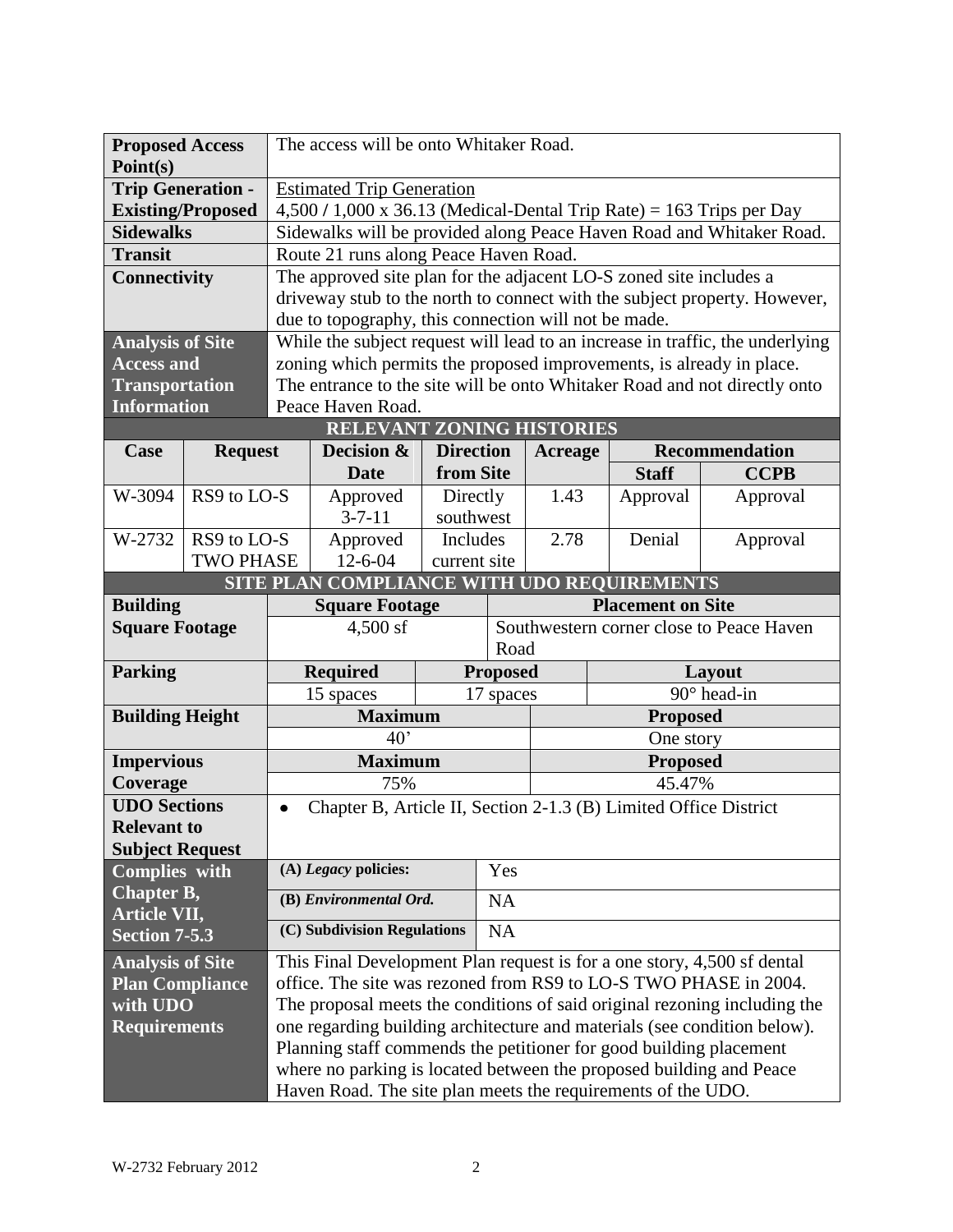| | |
|---|---|
| **Proposed Access Point(s)** | The access will be onto Whitaker Road. |
| **Trip Generation - Existing/Proposed** | Estimated Trip Generation<br>4,500 / 1,000 x 36.13 (Medical-Dental Trip Rate) = 163 Trips per Day |
| **Sidewalks** | Sidewalks will be provided along Peace Haven Road and Whitaker Road. |
| **Transit** | Route 21 runs along Peace Haven Road. |
| **Connectivity** | The approved site plan for the adjacent LO-S zoned site includes a driveway stub to the north to connect with the subject property. However, due to topography, this connection will not be made. |
| **Analysis of Site Access and Transportation Information** | While the subject request will lead to an increase in traffic, the underlying zoning which permits the proposed improvements, is already in place. The entrance to the site will be onto Whitaker Road and not directly onto Peace Haven Road. |

**RELEVANT ZONING HISTORIES**

| Case | Request | Decision & Date | Direction from Site | Acreage | Recommendation | |
|---|---|---|---|---|---|---|
| | | | | | **Staff** | **CCPB** |
| W-3094 | RS9 to LO-S | Approved 3-7-11 | Directly southwest | 1.43 | Approval | Approval |
| W-2732 | RS9 to LO-S TWO PHASE | Approved 12-6-04 | Includes current site | 2.78 | Denial | Approval |

**SITE PLAN COMPLIANCE WITH UDO REQUIREMENTS**

| | | | |
|---|---|---|---|
| **Building Square Footage** | **Square Footage**<br>4,500 sf | **Placement on Site**<br>Southwestern corner close to Peace Haven Road | |
| **Parking** | **Required**<br>15 spaces | **Proposed**<br>17 spaces | **Layout**<br>90° head-in |
| **Building Height** | **Maximum**<br>40' | **Proposed**<br>One story | |
| **Impervious Coverage** | **Maximum**<br>75% | **Proposed**<br>45.47% | |
| **UDO Sections Relevant to Subject Request** | • Chapter B, Article II, Section 2-1.3 (B) Limited Office District | | |
| **Complies with Chapter B, Article VII, Section 7-5.3** | **(A) *Legacy* policies:** | Yes | |
| | **(B) *Environmental Ord.*** | NA | |
| | **(C) Subdivision Regulations** | NA | |
| **Analysis of Site Plan Compliance with UDO Requirements** | This Final Development Plan request is for a one story, 4,500 sf dental office. The site was rezoned from RS9 to LO-S TWO PHASE in 2004. The proposal meets the conditions of said original rezoning including the one regarding building architecture and materials (see condition below). Planning staff commends the petitioner for good building placement where no parking is located between the proposed building and Peace Haven Road. The site plan meets the requirements of the UDO. | | |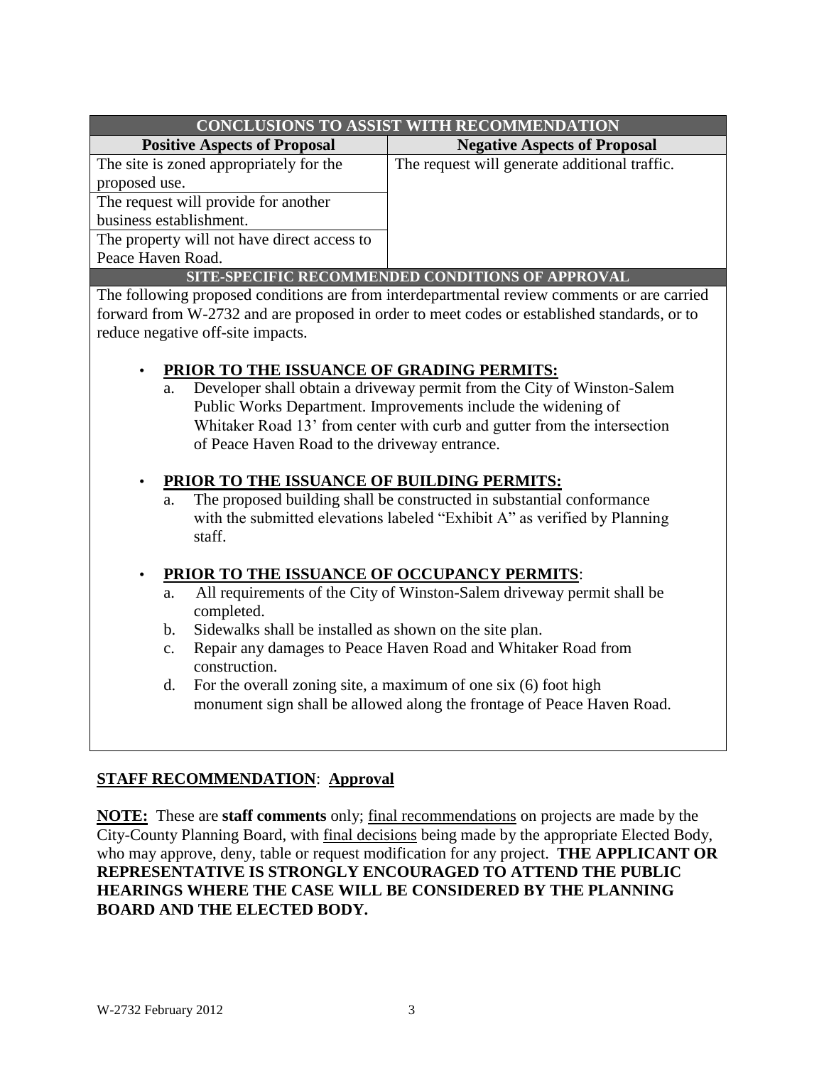| CONCLUSIONS TO ASSIST WITH RECOMMENDATION | |
|---|---|
| **Positive Aspects of Proposal** | **Negative Aspects of Proposal** |
| The site is zoned appropriately for the proposed use. | The request will generate additional traffic. |
| The request will provide for another business establishment. | |
| The property will not have direct access to Peace Haven Road. | |

**SITE-SPECIFIC RECOMMENDED CONDITIONS OF APPROVAL**

The following proposed conditions are from interdepartmental review comments or are carried forward from W-2732 and are proposed in order to meet codes or established standards, or to reduce negative off-site impacts.

- **PRIOR TO THE ISSUANCE OF GRADING PERMITS:**
  a. Developer shall obtain a driveway permit from the City of Winston-Salem Public Works Department. Improvements include the widening of Whitaker Road 13' from center with curb and gutter from the intersection of Peace Haven Road to the driveway entrance.

- **PRIOR TO THE ISSUANCE OF BUILDING PERMITS:**
  a. The proposed building shall be constructed in substantial conformance with the submitted elevations labeled "Exhibit A" as verified by Planning staff.

- **PRIOR TO THE ISSUANCE OF OCCUPANCY PERMITS**:
  a. All requirements of the City of Winston-Salem driveway permit shall be completed.
  b. Sidewalks shall be installed as shown on the site plan.
  c. Repair any damages to Peace Haven Road and Whitaker Road from construction.
  d. For the overall zoning site, a maximum of one six (6) foot high monument sign shall be allowed along the frontage of Peace Haven Road.

**STAFF RECOMMENDATION**: **Approval**

**NOTE:** These are **staff comments** only; final recommendations on projects are made by the City-County Planning Board, with final decisions being made by the appropriate Elected Body, who may approve, deny, table or request modification for any project. **THE APPLICANT OR REPRESENTATIVE IS STRONGLY ENCOURAGED TO ATTEND THE PUBLIC HEARINGS WHERE THE CASE WILL BE CONSIDERED BY THE PLANNING BOARD AND THE ELECTED BODY.**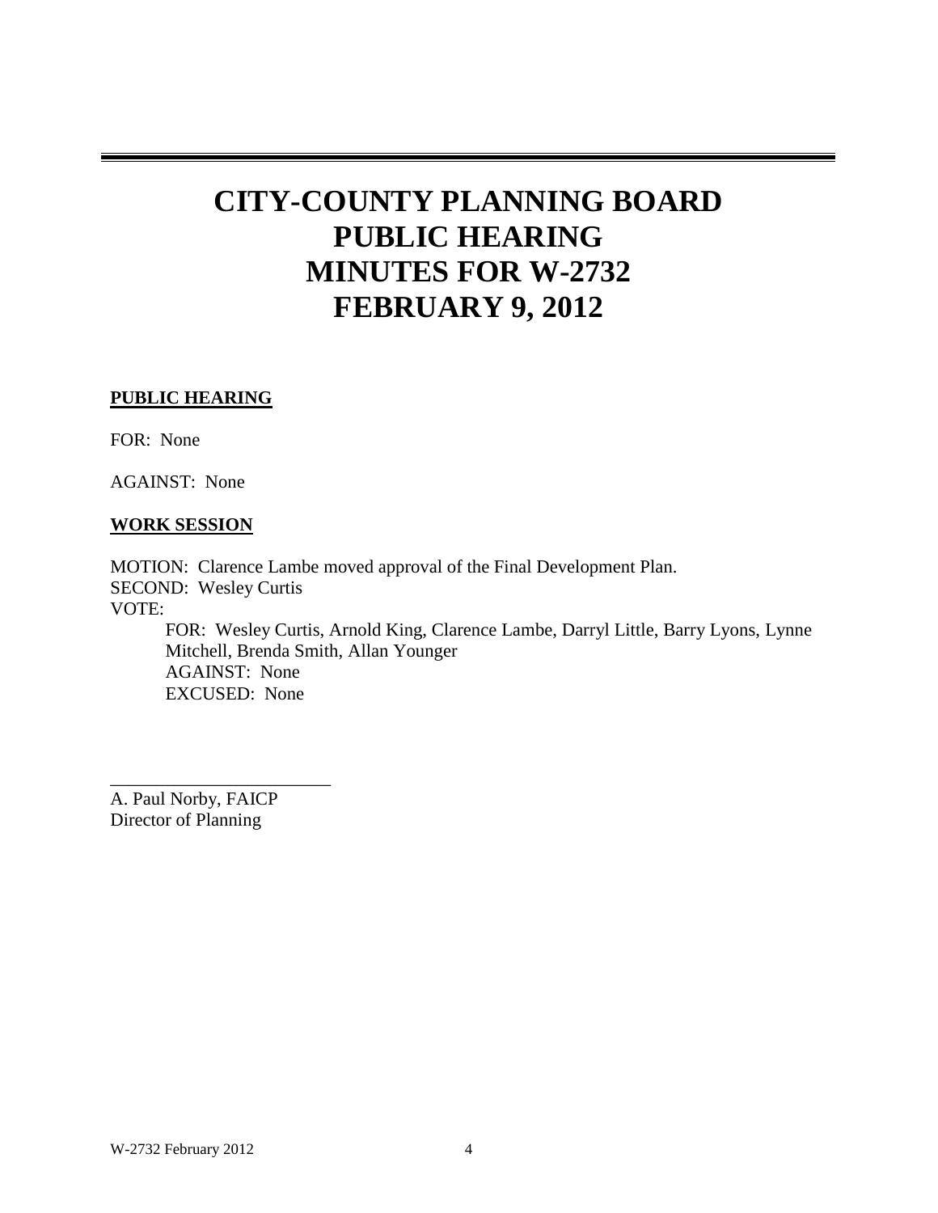# CITY-COUNTY PLANNING BOARD PUBLIC HEARING MINUTES FOR W-2732 FEBRUARY 9, 2012

**PUBLIC HEARING**

FOR: None

AGAINST: None

**WORK SESSION**

MOTION: Clarence Lambe moved approval of the Final Development Plan.
SECOND: Wesley Curtis
VOTE:

FOR: Wesley Curtis, Arnold King, Clarence Lambe, Darryl Little, Barry Lyons, Lynne Mitchell, Brenda Smith, Allan Younger
AGAINST: None
EXCUSED: None

\_\_\_\_\_\_\_\_\_\_\_\_\_\_\_\_\_\_\_\_\_\_\_\_\_

A. Paul Norby, FAICP
Director of Planning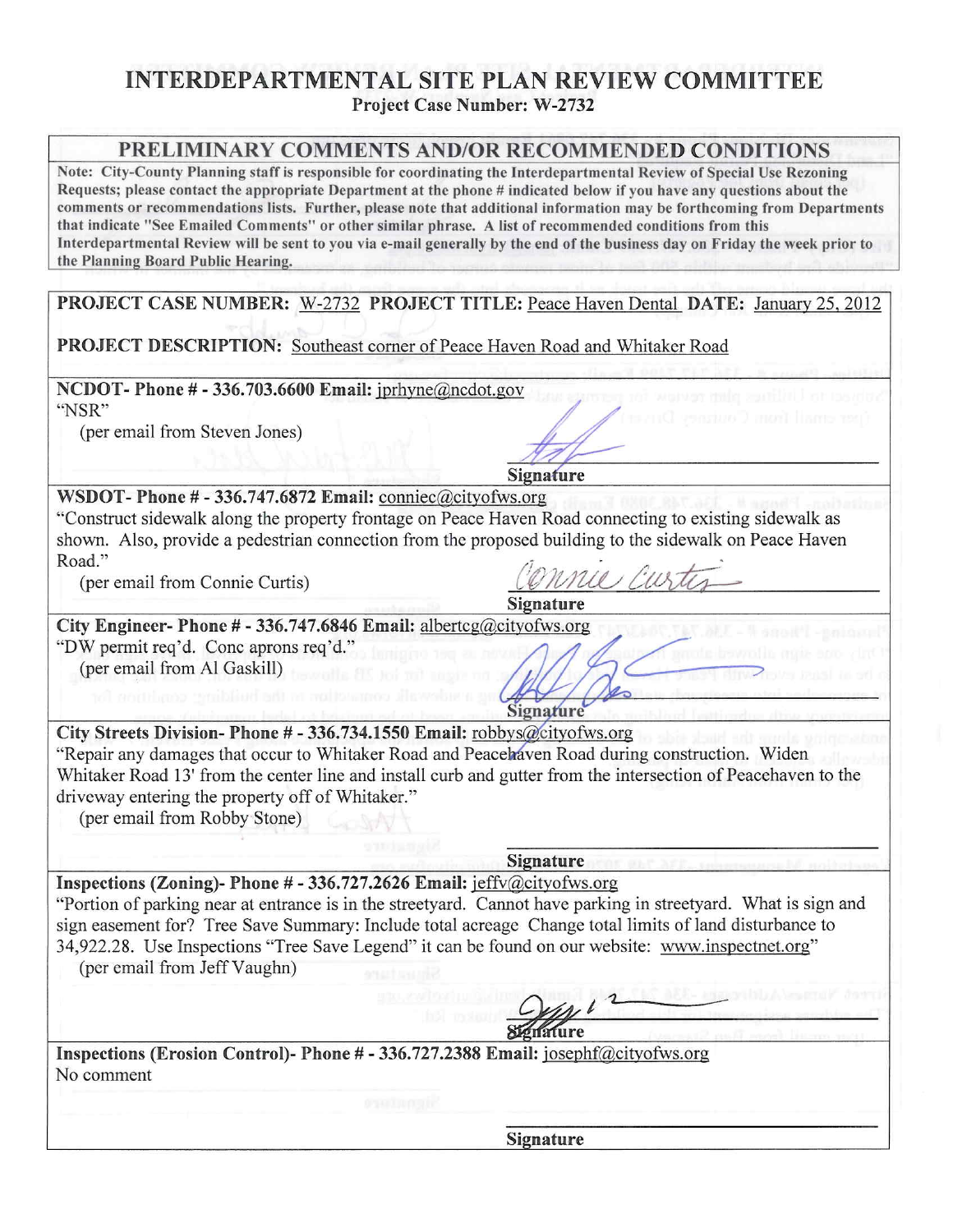# INTERDEPARTMENTAL SITE PLAN REVIEW COMMITTEE

**Project Case Number: W-2732**

## PRELIMINARY COMMENTS AND/OR RECOMMENDED CONDITIONS

**Note: City-County Planning staff is responsible for coordinating the Interdepartmental Review of Special Use Rezoning Requests; please contact the appropriate Department at the phone # indicated below if you have any questions about the comments or recommendations lists. Further, please note that additional information may be forthcoming from Departments that indicate "See Emailed Comments" or other similar phrase. A list of recommended conditions from this Interdepartmental Review will be sent to you via e-mail generally by the end of the business day on Friday the week prior to the Planning Board Public Hearing.**

**PROJECT CASE NUMBER:** W-2732 **PROJECT TITLE:** Peace Haven Dental **DATE:** January 25, 2012

**PROJECT DESCRIPTION:** Southeast corner of Peace Haven Road and Whitaker Road

---

**NCDOT- Phone # - 336.703.6600 Email: jprhyne@ncdot.gov**

"NSR"

(per email from Steven Jones)

**Signature**

---

**WSDOT- Phone # - 336.747.6872 Email: conniec@cityofws.org**

"Construct sidewalk along the property frontage on Peace Haven Road connecting to existing sidewalk as shown. Also, provide a pedestrian connection from the proposed building to the sidewalk on Peace Haven Road."

(per email from Connie Curtis)

Connie Curtis

**Signature**

---

**City Engineer- Phone # - 336.747.6846 Email: albertcg@cityofws.org**

"DW permit req'd. Conc aprons req'd."

(per email from Al Gaskill)

**Signature**

---

**City Streets Division- Phone # - 336.734.1550 Email: robbys@cityofws.org**

"Repair any damages that occur to Whitaker Road and Peacehaven Road during construction. Widen Whitaker Road 13' from the center line and install curb and gutter from the intersection of Peacehaven to the driveway entering the property off of Whitaker."

(per email from Robby Stone)

**Signature**

---

**Inspections (Zoning)- Phone # - 336.727.2626 Email: jeffv@cityofws.org**

"Portion of parking near at entrance is in the streetyard. Cannot have parking in streetyard. What is sign and sign easement for? Tree Save Summary: Include total acreage Change total limits of land disturbance to 34,922.28. Use Inspections "Tree Save Legend" it can be found on our website: www.inspectnet.org"

(per email from Jeff Vaughn)

**Signature**

---

**Inspections (Erosion Control)- Phone # - 336.727.2388 Email: josephf@cityofws.org**

No comment

**Signature**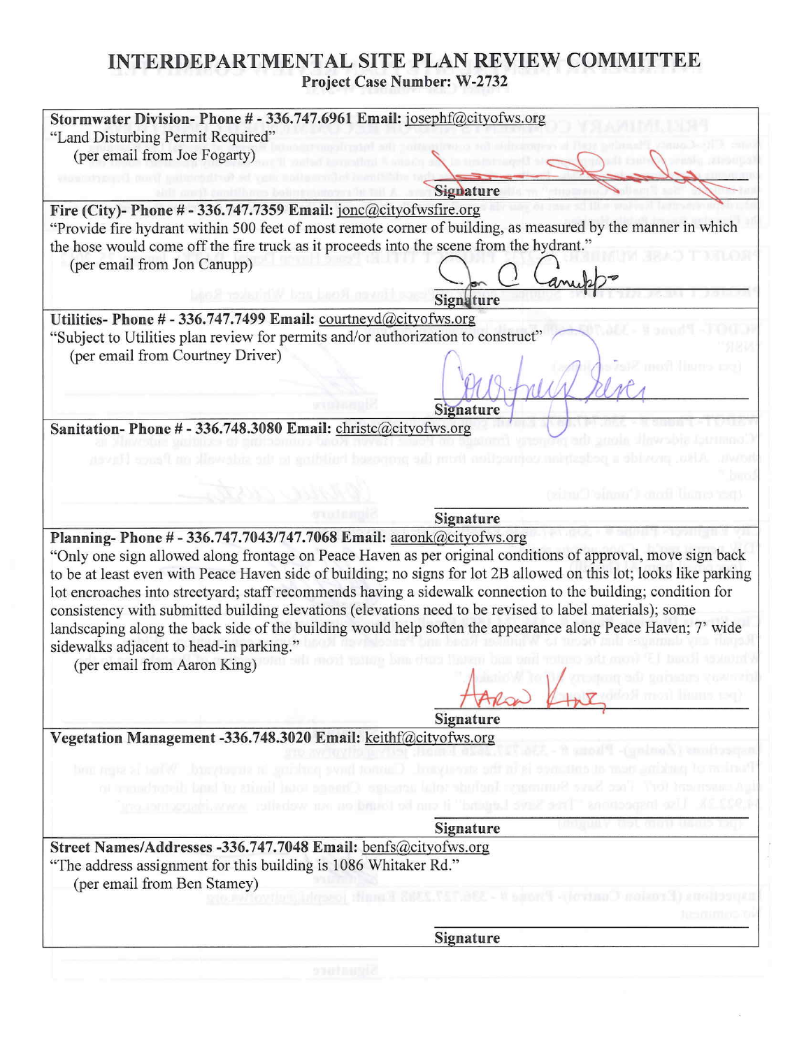# INTERDEPARTMENTAL SITE PLAN REVIEW COMMITTEE

**Project Case Number: W-2732**

**Stormwater Division- Phone # - 336.747.6961 Email:** josephf@cityofws.org
"Land Disturbing Permit Required"
(per email from Joe Fogarty)

**Signature**

---

**Fire (City)- Phone # - 336.747.7359 Email:** jonc@cityofwsfire.org
"Provide fire hydrant within 500 feet of most remote corner of building, as measured by the manner in which the hose would come off the fire truck as it proceeds into the scene from the hydrant."
(per email from Jon Canupp)

**Signature**

---

**Utilities- Phone # - 336.747.7499 Email:** courtneyd@cityofws.org
"Subject to Utilities plan review for permits and/or authorization to construct"
(per email from Courtney Driver)

**Signature**

---

**Sanitation- Phone # - 336.748.3080 Email:** christc@cityofws.org

**Signature**

---

**Planning- Phone # - 336.747.7043/747.7068 Email:** aaronk@cityofws.org
"Only one sign allowed along frontage on Peace Haven as per original conditions of approval, move sign back to be at least even with Peace Haven side of building; no signs for lot 2B allowed on this lot; looks like parking lot encroaches into streetyard; staff recommends having a sidewalk connection to the building; condition for consistency with submitted building elevations (elevations need to be revised to label materials); some landscaping along the back side of the building would help soften the appearance along Peace Haven; 7' wide sidewalks adjacent to head-in parking."
(per email from Aaron King)

**Signature**

---

**Vegetation Management -336.748.3020 Email:** keithf@cityofws.org

**Signature**

---

**Street Names/Addresses -336.747.7048 Email:** benfs@cityofws.org
"The address assignment for this building is 1086 Whitaker Rd."
(per email from Ben Stamey)

**Signature**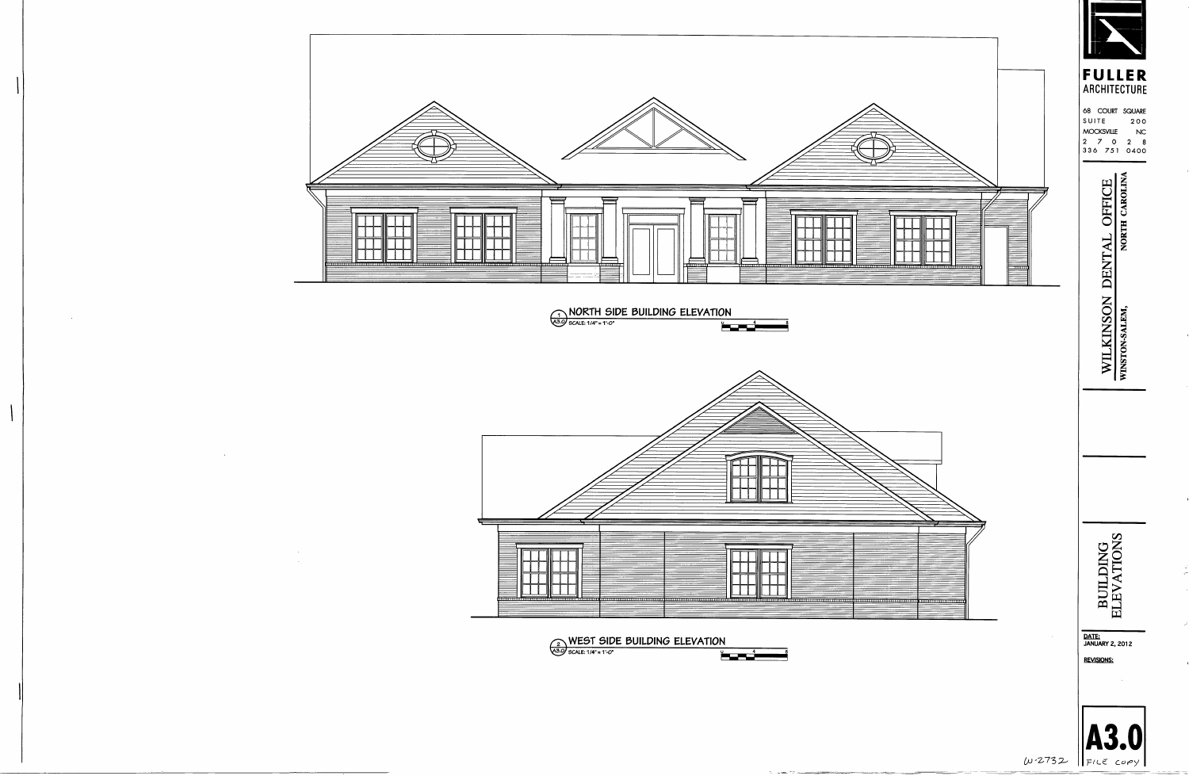1
A3.0 NORTH SIDE BUILDING ELEVATION
SCALE: 1/4" = 1'-0"

0 4 8

2
A3.0 WEST SIDE BUILDING ELEVATION
SCALE: 1/4" = 1'-0"

0 4 8

**FULLER**
ARCHITECTURE

68 COURT SQUARE
SUITE 200
MOCKSVILLE NC
2 7 0 2 8
336 751 0400

WILKINSON DENTAL OFFICE
WINSTON-SALEM, NORTH CAROLINA

BUILDING ELEVATIONS

DATE:
JANUARY 2, 2012

REVISIONS:

**A3.0**

FILE COPY

W-2732